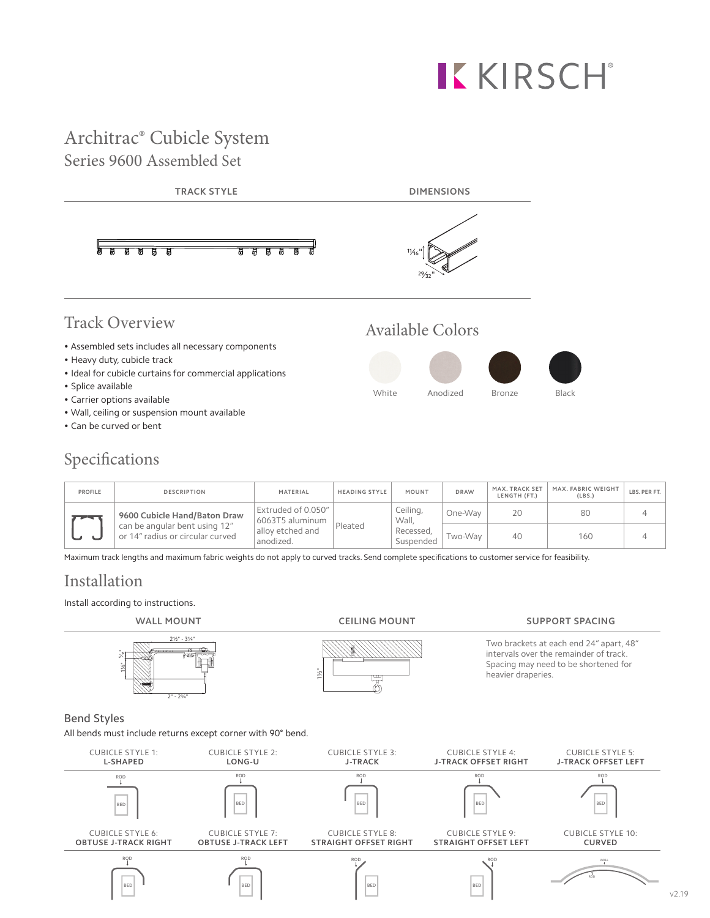# Architrac® Cubicle System

## Series 9600 Assembled Set

| TRACK STYLE | DIMENSIONS |
|---|---|
| | 1 1/16" × 29/32" |

## Track Overview

- Assembled sets includes all necessary components
- Heavy duty, cubicle track
- Ideal for cubicle curtains for commercial applications
- Splice available
- Carrier options available
- Wall, ceiling or suspension mount available
- Can be curved or bent

## Available Colors

White, Anodized, Bronze, Black

## Specifications

| PROFILE | DESCRIPTION | MATERIAL | HEADING STYLE | MOUNT | DRAW | MAX. TRACK SET LENGTH (FT.) | MAX. FABRIC WEIGHT (LBS.) | LBS. PER FT. |
|---|---|---|---|---|---|---|---|---|
| | **9600 Cubicle Hand/Baton Draw** can be angular bent using 12" or 14" radius or circular curved | Extruded of 0.050" 6063T5 aluminum alloy etched and anodized. | Pleated | Ceiling, Wall, Recessed, Suspended | One-Way | 20 | 80 | 4 |
| | | | | | Two-Way | 40 | 160 | 4 |

Maximum track lengths and maximum fabric weights do not apply to curved tracks. Send complete specifications to customer service for feasibility.

## Installation

Install according to instructions.

| WALL MOUNT | CEILING MOUNT | SUPPORT SPACING |
|---|---|---|
| 2½" - 3¼"; 2" - 2¼"; 1⅛"; ⅝" | 1½" | Two brackets at each end 24" apart, 48" intervals over the remainder of track. Spacing may need to be shortened for heavier draperies. |

### Bend Styles

All bends must include returns except corner with 90° bend.

| CUBICLE STYLE 1: **L-SHAPED** | CUBICLE STYLE 2: **LONG-U** | CUBICLE STYLE 3: **J-TRACK** | CUBICLE STYLE 4: **J-TRACK OFFSET RIGHT** | CUBICLE STYLE 5: **J-TRACK OFFSET LEFT** |
|---|---|---|---|---|
| CUBICLE STYLE 6: **OBTUSE J-TRACK RIGHT** | CUBICLE STYLE 7: **OBTUSE J-TRACK LEFT** | CUBICLE STYLE 8: **STRAIGHT OFFSET RIGHT** | CUBICLE STYLE 9: **STRAIGHT OFFSET LEFT** | CUBICLE STYLE 10: **CURVED** |

v2.19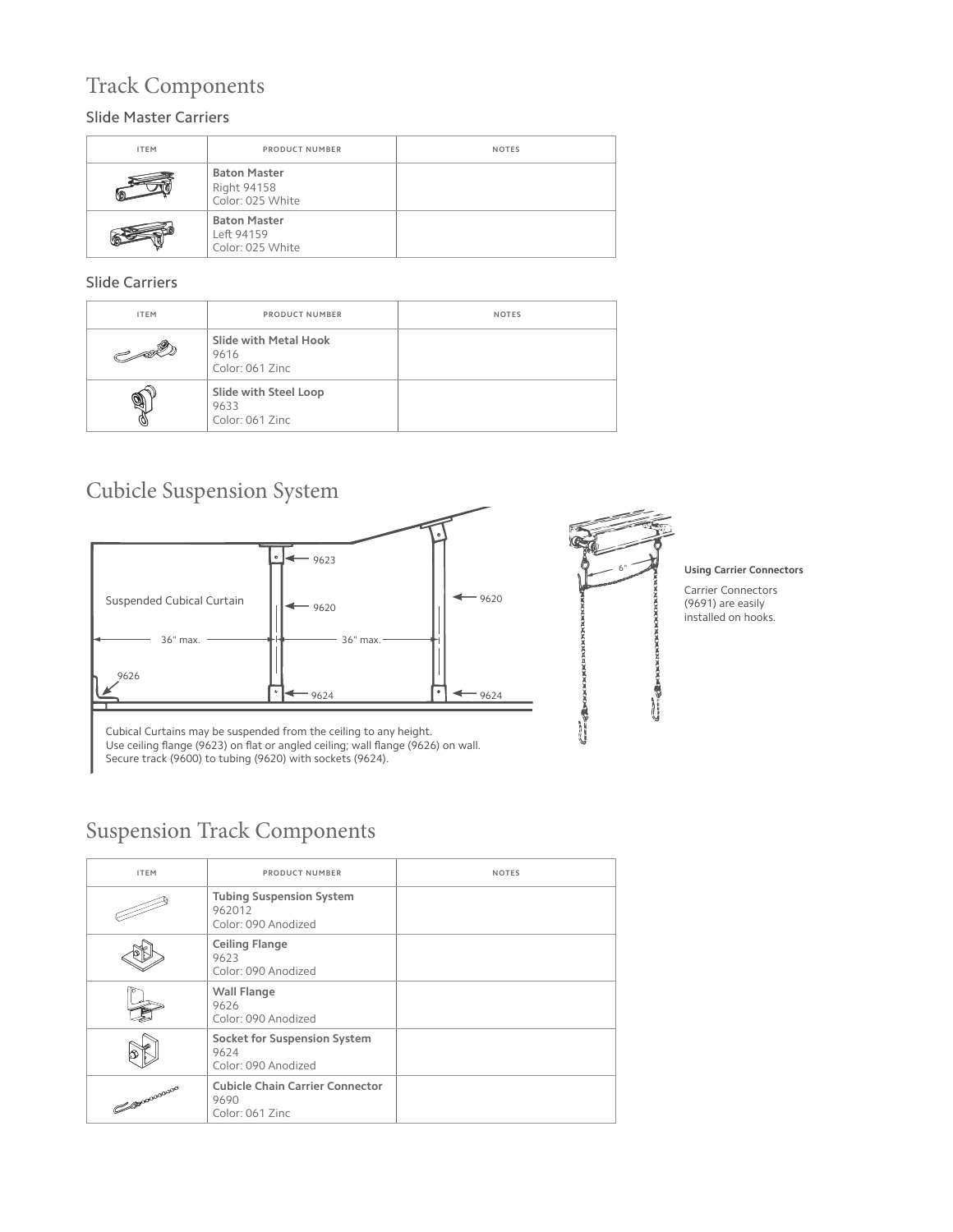# Track Components

## Slide Master Carriers

| ITEM | PRODUCT NUMBER | NOTES |
|---|---|---|
| | **Baton Master**<br>Right 94158<br>Color: 025 White | |
| | **Baton Master**<br>Left 94159<br>Color: 025 White | |

## Slide Carriers

| ITEM | PRODUCT NUMBER | NOTES |
|---|---|---|
| | **Slide with Metal Hook**<br>9616<br>Color: 061 Zinc | |
| | **Slide with Steel Loop**<br>9633<br>Color: 061 Zinc | |

# Cubicle Suspension System

9623

9620

9620

Suspended Cubical Curtain

36" max.

36" max.

9626

9624

9624

Cubical Curtains may be suspended from the ceiling to any height.
Use ceiling flange (9623) on flat or angled ceiling; wall flange (9626) on wall.
Secure track (9600) to tubing (9620) with sockets (9624).

6"

**Using Carrier Connectors**

Carrier Connectors (9691) are easily installed on hooks.

# Suspension Track Components

| ITEM | PRODUCT NUMBER | NOTES |
|---|---|---|
| | **Tubing Suspension System**<br>962012<br>Color: 090 Anodized | |
| | **Ceiling Flange**<br>9623<br>Color: 090 Anodized | |
| | **Wall Flange**<br>9626<br>Color: 090 Anodized | |
| | **Socket for Suspension System**<br>9624<br>Color: 090 Anodized | |
| | **Cubicle Chain Carrier Connector**<br>9690<br>Color: 061 Zinc | |